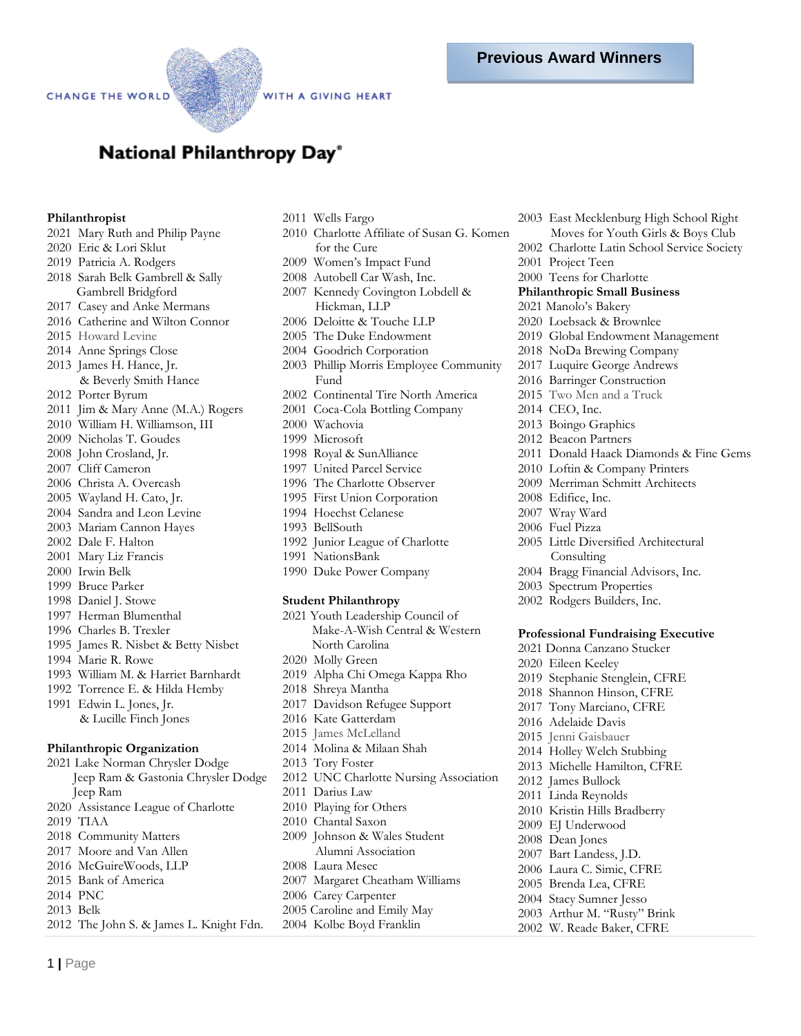CHANGE THE WORLD WITH A GIVING HEART

## National Philanthropy Day®

# Previous Award Winners

**Philanthropist**

2021 Mary Ruth and Philip Payne
2020 Eric & Lori Sklut
2019 Patricia A. Rodgers
2018 Sarah Belk Gambrell & Sally Gambrell Bridgford
2017 Casey and Anke Mermans
2016 Catherine and Wilton Connor
2015 Howard Levine
2014 Anne Springs Close
2013 James H. Hance, Jr. & Beverly Smith Hance
2012 Porter Byrum
2011 Jim & Mary Anne (M.A.) Rogers
2010 William H. Williamson, III
2009 Nicholas T. Goudes
2008 John Crosland, Jr.
2007 Cliff Cameron
2006 Christa A. Overcash
2005 Wayland H. Cato, Jr.
2004 Sandra and Leon Levine
2003 Mariam Cannon Hayes
2002 Dale F. Halton
2001 Mary Liz Francis
2000 Irwin Belk
1999 Bruce Parker
1998 Daniel J. Stowe
1997 Herman Blumenthal
1996 Charles B. Trexler
1995 James R. Nisbet & Betty Nisbet
1994 Marie R. Rowe
1993 William M. & Harriet Barnhardt
1992 Torrence E. & Hilda Hemby
1991 Edwin L. Jones, Jr. & Lucille Finch Jones

**Philanthropic Organization**

2021 Lake Norman Chrysler Dodge Jeep Ram & Gastonia Chrysler Dodge Jeep Ram
2020 Assistance League of Charlotte
2019 TIAA
2018 Community Matters
2017 Moore and Van Allen
2016 McGuireWoods, LLP
2015 Bank of America
2014 PNC
2013 Belk
2012 The John S. & James L. Knight Fdn.
2011 Wells Fargo
2010 Charlotte Affiliate of Susan G. Komen for the Cure
2009 Women's Impact Fund
2008 Autobell Car Wash, Inc.
2007 Kennedy Covington Lobdell & Hickman, LLP
2006 Deloitte & Touche LLP
2005 The Duke Endowment
2004 Goodrich Corporation
2003 Phillip Morris Employee Community Fund
2002 Continental Tire North America
2001 Coca-Cola Bottling Company
2000 Wachovia
1999 Microsoft
1998 Royal & SunAlliance
1997 United Parcel Service
1996 The Charlotte Observer
1995 First Union Corporation
1994 Hoechst Celanese
1993 BellSouth
1992 Junior League of Charlotte
1991 NationsBank
1990 Duke Power Company

**Student Philanthropy**

2021 Youth Leadership Council of Make-A-Wish Central & Western North Carolina
2020 Molly Green
2019 Alpha Chi Omega Kappa Rho
2018 Shreya Mantha
2017 Davidson Refugee Support
2016 Kate Gatterdam
2015 James McLelland
2014 Molina & Milaan Shah
2013 Tory Foster
2012 UNC Charlotte Nursing Association
2011 Darius Law
2010 Playing for Others
2010 Chantal Saxon
2009 Johnson & Wales Student Alumni Association
2008 Laura Mesec
2007 Margaret Cheatham Williams
2006 Carey Carpenter
2005 Caroline and Emily May
2004 Kolbe Boyd Franklin
2003 East Mecklenburg High School Right Moves for Youth Girls & Boys Club
2002 Charlotte Latin School Service Society
2001 Project Teen
2000 Teens for Charlotte

**Philanthropic Small Business**

2021 Manolo's Bakery
2020 Loebsack & Brownlee
2019 Global Endowment Management
2018 NoDa Brewing Company
2017 Luquire George Andrews
2016 Barringer Construction
2015 Two Men and a Truck
2014 CEO, Inc.
2013 Boingo Graphics
2012 Beacon Partners
2011 Donald Haack Diamonds & Fine Gems
2010 Loftin & Company Printers
2009 Merriman Schmitt Architects
2008 Edifice, Inc.
2007 Wray Ward
2006 Fuel Pizza
2005 Little Diversified Architectural Consulting
2004 Bragg Financial Advisors, Inc.
2003 Spectrum Properties
2002 Rodgers Builders, Inc.

**Professional Fundraising Executive**

2021 Donna Canzano Stucker
2020 Eileen Keeley
2019 Stephanie Stenglein, CFRE
2018 Shannon Hinson, CFRE
2017 Tony Marciano, CFRE
2016 Adelaide Davis
2015 Jenni Gaisbauer
2014 Holley Welch Stubbing
2013 Michelle Hamilton, CFRE
2012 James Bullock
2011 Linda Reynolds
2010 Kristin Hills Bradberry
2009 EJ Underwood
2008 Dean Jones
2007 Bart Landess, J.D.
2006 Laura C. Simic, CFRE
2005 Brenda Lea, CFRE
2004 Stacy Sumner Jesso
2003 Arthur M. "Rusty" Brink
2002 W. Reade Baker, CFRE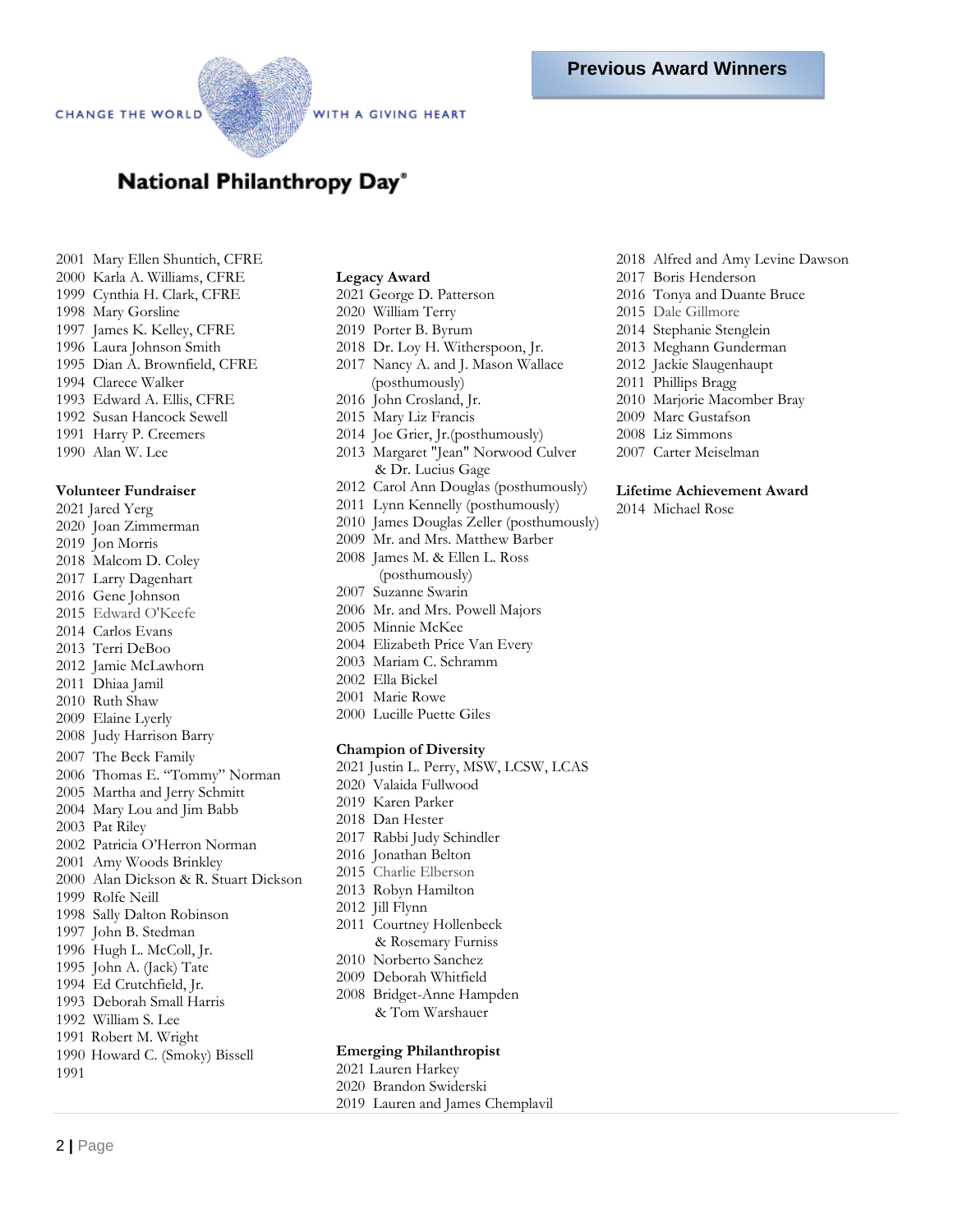CHANGE THE WORLD WITH A GIVING HEART

# National Philanthropy Day®

## Previous Award Winners

2001 Mary Ellen Shuntich, CFRE
2000 Karla A. Williams, CFRE
1999 Cynthia H. Clark, CFRE
1998 Mary Gorsline
1997 James K. Kelley, CFRE
1996 Laura Johnson Smith
1995 Dian A. Brownfield, CFRE
1994 Clarece Walker
1993 Edward A. Ellis, CFRE
1992 Susan Hancock Sewell
1991 Harry P. Creemers
1990 Alan W. Lee

**Volunteer Fundraiser**

2021 Jared Yerg
2020 Joan Zimmerman
2019 Jon Morris
2018 Malcom D. Coley
2017 Larry Dagenhart
2016 Gene Johnson
2015 Edward O'Keefe
2014 Carlos Evans
2013 Terri DeBoo
2012 Jamie McLawhorn
2011 Dhiaa Jamil
2010 Ruth Shaw
2009 Elaine Lyerly
2008 Judy Harrison Barry
2007 The Beck Family
2006 Thomas E. "Tommy" Norman
2005 Martha and Jerry Schmitt
2004 Mary Lou and Jim Babb
2003 Pat Riley
2002 Patricia O'Herron Norman
2001 Amy Woods Brinkley
2000 Alan Dickson & R. Stuart Dickson
1999 Rolfe Neill
1998 Sally Dalton Robinson
1997 John B. Stedman
1996 Hugh L. McColl, Jr.
1995 John A. (Jack) Tate
1994 Ed Crutchfield, Jr.
1993 Deborah Small Harris
1992 William S. Lee
1991 Robert M. Wright
1990 Howard C. (Smoky) Bissell
1991

**Legacy Award**

2021 George D. Patterson
2020 William Terry
2019 Porter B. Byrum
2018 Dr. Loy H. Witherspoon, Jr.
2017 Nancy A. and J. Mason Wallace (posthumously)
2016 John Crosland, Jr.
2015 Mary Liz Francis
2014 Joe Grier, Jr.(posthumously)
2013 Margaret "Jean" Norwood Culver & Dr. Lucius Gage
2012 Carol Ann Douglas (posthumously)
2011 Lynn Kennelly (posthumously)
2010 James Douglas Zeller (posthumously)
2009 Mr. and Mrs. Matthew Barber
2008 James M. & Ellen L. Ross (posthumously)
2007 Suzanne Swarin
2006 Mr. and Mrs. Powell Majors
2005 Minnie McKee
2004 Elizabeth Price Van Every
2003 Mariam C. Schramm
2002 Ella Bickel
2001 Marie Rowe
2000 Lucille Puette Giles

**Champion of Diversity**

2021 Justin L. Perry, MSW, LCSW, LCAS
2020 Valaida Fullwood
2019 Karen Parker
2018 Dan Hester
2017 Rabbi Judy Schindler
2016 Jonathan Belton
2015 Charlie Elberson
2013 Robyn Hamilton
2012 Jill Flynn
2011 Courtney Hollenbeck & Rosemary Furniss
2010 Norberto Sanchez
2009 Deborah Whitfield
2008 Bridget-Anne Hampden & Tom Warshauer

**Emerging Philanthropist**

2021 Lauren Harkey
2020 Brandon Swiderski
2019 Lauren and James Chemplavil
2018 Alfred and Amy Levine Dawson
2017 Boris Henderson
2016 Tonya and Duante Bruce
2015 Dale Gillmore
2014 Stephanie Stenglein
2013 Meghann Gunderman
2012 Jackie Slaugenhaupt
2011 Phillips Bragg
2010 Marjorie Macomber Bray
2009 Marc Gustafson
2008 Liz Simmons
2007 Carter Meiselman

**Lifetime Achievement Award**

2014 Michael Rose